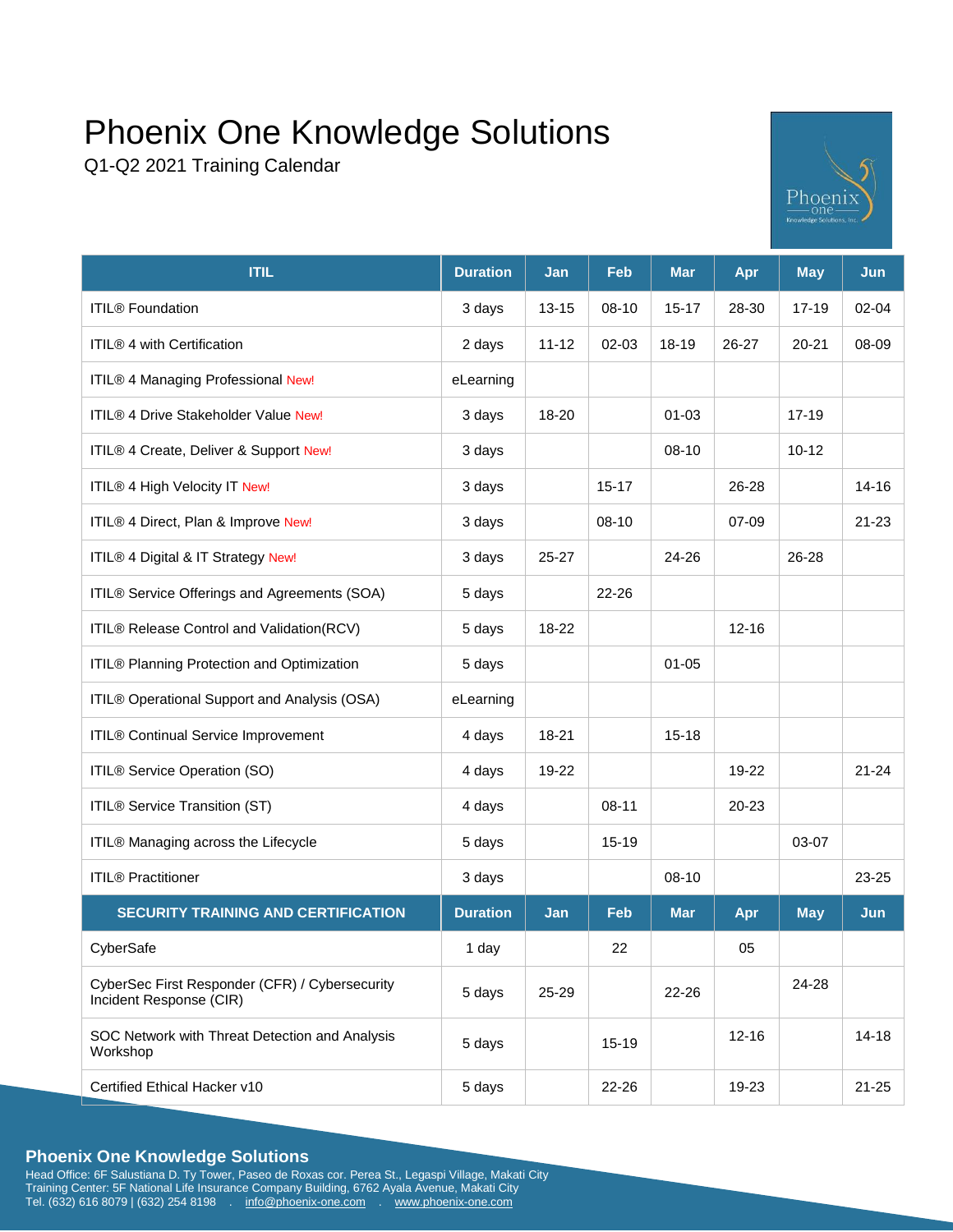# Phoenix One Knowledge Solutions

Q1-Q2 2021 Training Calendar

| ITIL | Duration | Jan | Feb | Mar | Apr | May | Jun |
|---|---|---|---|---|---|---|---|
| ITIL® Foundation | 3 days | 13-15 | 08-10 | 15-17 | 28-30 | 17-19 | 02-04 |
| ITIL® 4 with Certification | 2 days | 11-12 | 02-03 | 18-19 | 26-27 | 20-21 | 08-09 |
| ITIL® 4 Managing Professional New! | eLearning | | | | | | |
| ITIL® 4 Drive Stakeholder Value New! | 3 days | 18-20 | | 01-03 | | 17-19 | |
| ITIL® 4 Create, Deliver & Support New! | 3 days | | | 08-10 | | 10-12 | |
| ITIL® 4 High Velocity IT New! | 3 days | | 15-17 | | 26-28 | | 14-16 |
| ITIL® 4 Direct, Plan & Improve New! | 3 days | | 08-10 | | 07-09 | | 21-23 |
| ITIL® 4 Digital & IT Strategy New! | 3 days | 25-27 | | 24-26 | | 26-28 | |
| ITIL® Service Offerings and Agreements (SOA) | 5 days | | 22-26 | | | | |
| ITIL® Release Control and Validation(RCV) | 5 days | 18-22 | | | 12-16 | | |
| ITIL® Planning Protection and Optimization | 5 days | | | 01-05 | | | |
| ITIL® Operational Support and Analysis (OSA) | eLearning | | | | | | |
| ITIL® Continual Service Improvement | 4 days | 18-21 | | 15-18 | | | |
| ITIL® Service Operation (SO) | 4 days | 19-22 | | | 19-22 | | 21-24 |
| ITIL® Service Transition (ST) | 4 days | | 08-11 | | 20-23 | | |
| ITIL® Managing across the Lifecycle | 5 days | | 15-19 | | | 03-07 | |
| ITIL® Practitioner | 3 days | | | 08-10 | | | 23-25 |
| **SECURITY TRAINING AND CERTIFICATION** | **Duration** | **Jan** | **Feb** | **Mar** | **Apr** | **May** | **Jun** |
| CyberSafe | 1 day | | 22 | | 05 | | |
| CyberSec First Responder (CFR) / Cybersecurity Incident Response (CIR) | 5 days | 25-29 | | 22-26 | | 24-28 | |
| SOC Network with Threat Detection and Analysis Workshop | 5 days | | 15-19 | | 12-16 | | 14-18 |
| Certified Ethical Hacker v10 | 5 days | | 22-26 | | 19-23 | | 21-25 |

**Phoenix One Knowledge Solutions**

Head Office: 6F Salustiana D. Ty Tower, Paseo de Roxas cor. Perea St., Legaspi Village, Makati City
Training Center: 5F National Life Insurance Company Building, 6762 Ayala Avenue, Makati City
Tel. (632) 616 8079 | (632) 254 8198 . info@phoenix-one.com . www.phoenix-one.com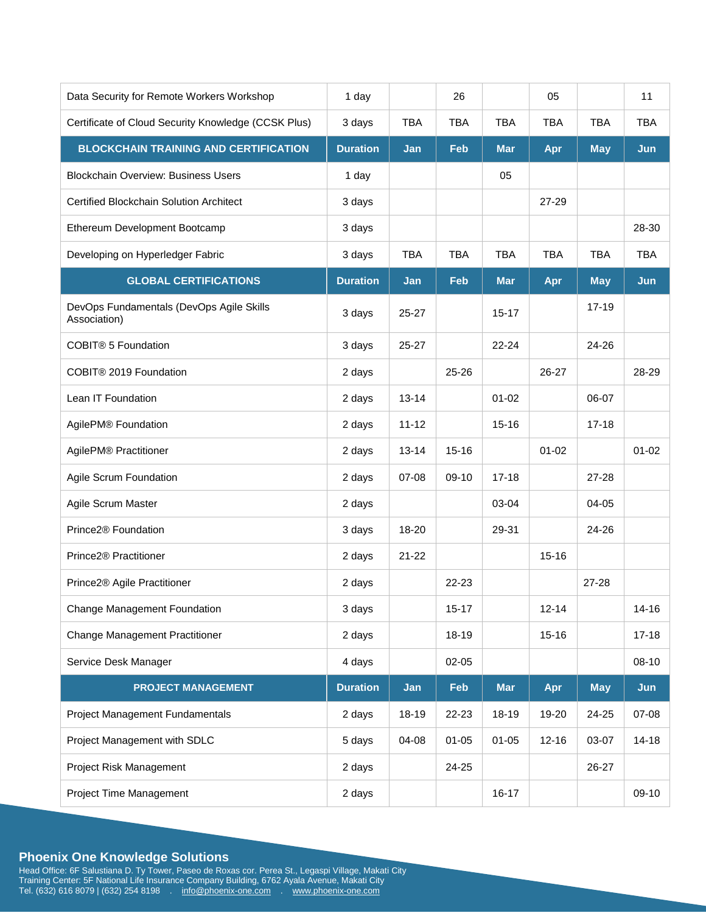| | | | | | | | |
|---|---|---|---|---|---|---|---|
| Data Security for Remote Workers Workshop | 1 day | | 26 | | 05 | | 11 |
| Certificate of Cloud Security Knowledge (CCSK Plus) | 3 days | TBA | TBA | TBA | TBA | TBA | TBA |
| **BLOCKCHAIN TRAINING AND CERTIFICATION** | **Duration** | **Jan** | **Feb** | **Mar** | **Apr** | **May** | **Jun** |
| Blockchain Overview: Business Users | 1 day | | | 05 | | | |
| Certified Blockchain Solution Architect | 3 days | | | | 27-29 | | |
| Ethereum Development Bootcamp | 3 days | | | | | | 28-30 |
| Developing on Hyperledger Fabric | 3 days | TBA | TBA | TBA | TBA | TBA | TBA |
| **GLOBAL CERTIFICATIONS** | **Duration** | **Jan** | **Feb** | **Mar** | **Apr** | **May** | **Jun** |
| DevOps Fundamentals (DevOps Agile Skills Association) | 3 days | 25-27 | | 15-17 | | 17-19 | |
| COBIT® 5 Foundation | 3 days | 25-27 | | 22-24 | | 24-26 | |
| COBIT® 2019 Foundation | 2 days | | 25-26 | | 26-27 | | 28-29 |
| Lean IT Foundation | 2 days | 13-14 | | 01-02 | | 06-07 | |
| AgilePM® Foundation | 2 days | 11-12 | | 15-16 | | 17-18 | |
| AgilePM® Practitioner | 2 days | 13-14 | 15-16 | | 01-02 | | 01-02 |
| Agile Scrum Foundation | 2 days | 07-08 | 09-10 | 17-18 | | 27-28 | |
| Agile Scrum Master | 2 days | | | 03-04 | | 04-05 | |
| Prince2® Foundation | 3 days | 18-20 | | 29-31 | | 24-26 | |
| Prince2® Practitioner | 2 days | 21-22 | | | 15-16 | | |
| Prince2® Agile Practitioner | 2 days | | 22-23 | | | 27-28 | |
| Change Management Foundation | 3 days | | 15-17 | | 12-14 | | 14-16 |
| Change Management Practitioner | 2 days | | 18-19 | | 15-16 | | 17-18 |
| Service Desk Manager | 4 days | | 02-05 | | | | 08-10 |
| **PROJECT MANAGEMENT** | **Duration** | **Jan** | **Feb** | **Mar** | **Apr** | **May** | **Jun** |
| Project Management Fundamentals | 2 days | 18-19 | 22-23 | 18-19 | 19-20 | 24-25 | 07-08 |
| Project Management with SDLC | 5 days | 04-08 | 01-05 | 01-05 | 12-16 | 03-07 | 14-18 |
| Project Risk Management | 2 days | | 24-25 | | | 26-27 | |
| Project Time Management | 2 days | | | 16-17 | | | 09-10 |

**Phoenix One Knowledge Solutions**
Head Office: 6F Salustiana D. Ty Tower, Paseo de Roxas cor. Perea St., Legaspi Village, Makati City
Training Center: 5F National Life Insurance Company Building, 6762 Ayala Avenue, Makati City
Tel. (632) 616 8079 | (632) 254 8198 . info@phoenix-one.com . www.phoenix-one.com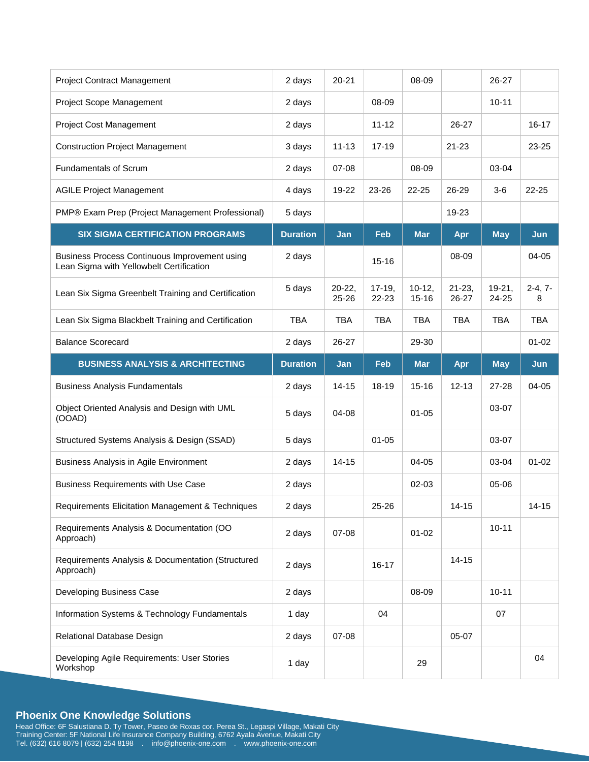| | | | | | | | |
|---|---|---|---|---|---|---|---|
| Project Contract Management | 2 days | 20-21 | | 08-09 | | 26-27 | |
| Project Scope Management | 2 days | | 08-09 | | | 10-11 | |
| Project Cost Management | 2 days | | 11-12 | | 26-27 | | 16-17 |
| Construction Project Management | 3 days | 11-13 | 17-19 | | 21-23 | | 23-25 |
| Fundamentals of Scrum | 2 days | 07-08 | | 08-09 | | 03-04 | |
| AGILE Project Management | 4 days | 19-22 | 23-26 | 22-25 | 26-29 | 3-6 | 22-25 |
| PMP® Exam Prep (Project Management Professional) | 5 days | | | | 19-23 | | |

| SIX SIGMA CERTIFICATION PROGRAMS | Duration | Jan | Feb | Mar | Apr | May | Jun |
|---|---|---|---|---|---|---|---|
| Business Process Continuous Improvement using Lean Sigma with Yellowbelt Certification | 2 days | | 15-16 | | 08-09 | | 04-05 |
| Lean Six Sigma Greenbelt Training and Certification | 5 days | 20-22, 25-26 | 17-19, 22-23 | 10-12, 15-16 | 21-23, 26-27 | 19-21, 24-25 | 2-4, 7-8 |
| Lean Six Sigma Blackbelt Training and Certification | TBA | TBA | TBA | TBA | TBA | TBA | TBA |
| Balance Scorecard | 2 days | 26-27 | | 29-30 | | | 01-02 |

| BUSINESS ANALYSIS & ARCHITECTING | Duration | Jan | Feb | Mar | Apr | May | Jun |
|---|---|---|---|---|---|---|---|
| Business Analysis Fundamentals | 2 days | 14-15 | 18-19 | 15-16 | 12-13 | 27-28 | 04-05 |
| Object Oriented Analysis and Design with UML (OOAD) | 5 days | 04-08 | | 01-05 | | 03-07 | |
| Structured Systems Analysis & Design (SSAD) | 5 days | | 01-05 | | | 03-07 | |
| Business Analysis in Agile Environment | 2 days | 14-15 | | 04-05 | | 03-04 | 01-02 |
| Business Requirements with Use Case | 2 days | | | 02-03 | | 05-06 | |
| Requirements Elicitation Management & Techniques | 2 days | | 25-26 | | 14-15 | | 14-15 |
| Requirements Analysis & Documentation (OO Approach) | 2 days | 07-08 | | 01-02 | | 10-11 | |
| Requirements Analysis & Documentation (Structured Approach) | 2 days | | 16-17 | | 14-15 | | |
| Developing Business Case | 2 days | | | 08-09 | | 10-11 | |
| Information Systems & Technology Fundamentals | 1 day | | 04 | | | 07 | |
| Relational Database Design | 2 days | 07-08 | | | 05-07 | | |
| Developing Agile Requirements: User Stories Workshop | 1 day | | | 29 | | | 04 |

**Phoenix One Knowledge Solutions**
Head Office: 6F Salustiana D. Ty Tower, Paseo de Roxas cor. Perea St., Legaspi Village, Makati City
Training Center: 5F National Life Insurance Company Building, 6762 Ayala Avenue, Makati City
Tel. (632) 616 8079 | (632) 254 8198 . info@phoenix-one.com . www.phoenix-one.com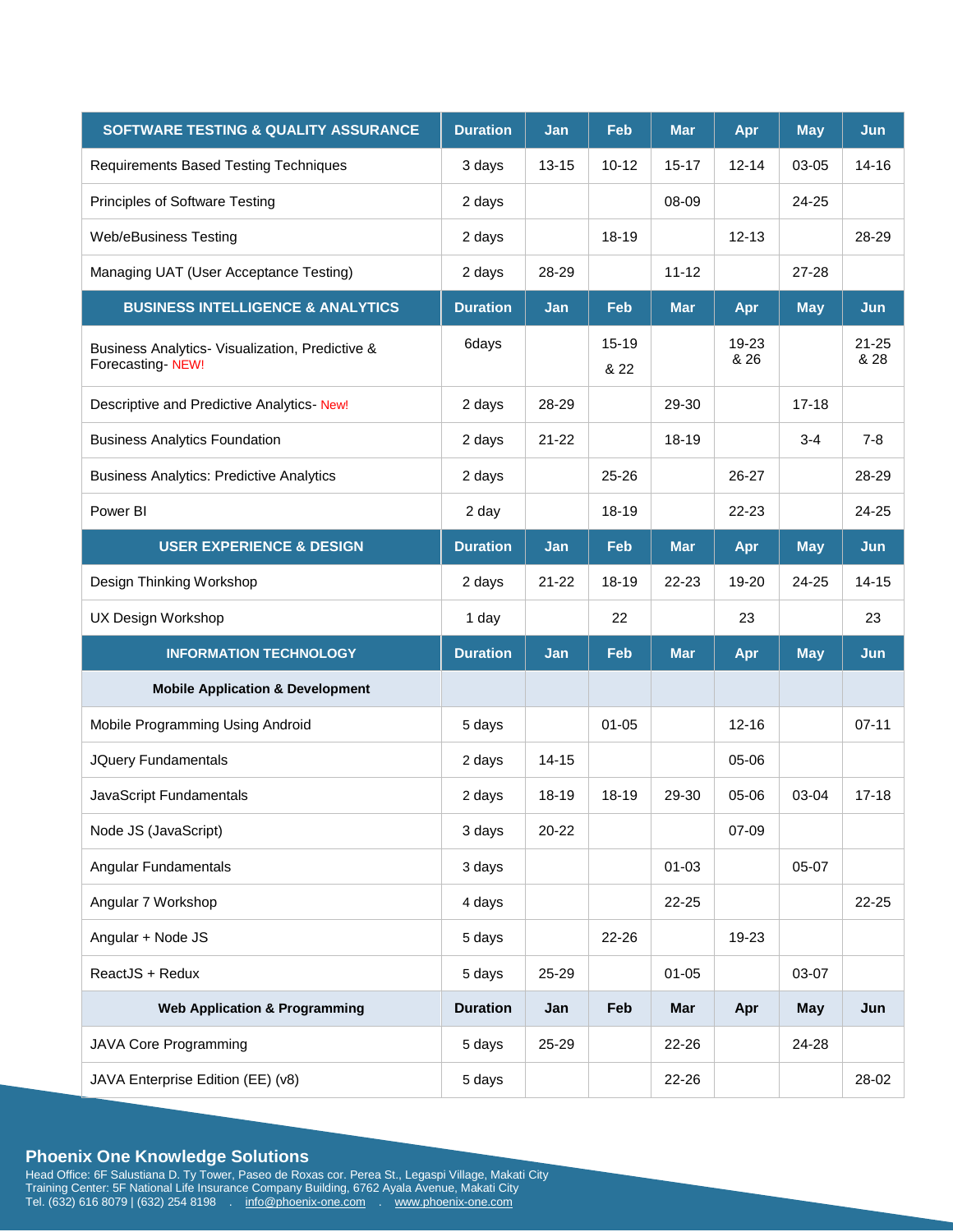| SOFTWARE TESTING & QUALITY ASSURANCE | Duration | Jan | Feb | Mar | Apr | May | Jun |
|---|---|---|---|---|---|---|---|
| Requirements Based Testing Techniques | 3 days | 13-15 | 10-12 | 15-17 | 12-14 | 03-05 | 14-16 |
| Principles of Software Testing | 2 days | | | 08-09 | | 24-25 | |
| Web/eBusiness Testing | 2 days | | 18-19 | | 12-13 | | 28-29 |
| Managing UAT (User Acceptance Testing) | 2 days | 28-29 | | 11-12 | | 27-28 | |
| **BUSINESS INTELLIGENCE & ANALYTICS** | **Duration** | **Jan** | **Feb** | **Mar** | **Apr** | **May** | **Jun** |
| Business Analytics- Visualization, Predictive & Forecasting- NEW! | 6days | | 15-19 & 22 | | 19-23 & 26 | | 21-25 & 28 |
| Descriptive and Predictive Analytics- New! | 2 days | 28-29 | | 29-30 | | 17-18 | |
| Business Analytics Foundation | 2 days | 21-22 | | 18-19 | | 3-4 | 7-8 |
| Business Analytics: Predictive Analytics | 2 days | | 25-26 | | 26-27 | | 28-29 |
| Power BI | 2 day | | 18-19 | | 22-23 | | 24-25 |
| **USER EXPERIENCE & DESIGN** | **Duration** | **Jan** | **Feb** | **Mar** | **Apr** | **May** | **Jun** |
| Design Thinking Workshop | 2 days | 21-22 | 18-19 | 22-23 | 19-20 | 24-25 | 14-15 |
| UX Design Workshop | 1 day | | 22 | | 23 | | 23 |
| **INFORMATION TECHNOLOGY** | **Duration** | **Jan** | **Feb** | **Mar** | **Apr** | **May** | **Jun** |
| **Mobile Application & Development** | | | | | | | |
| Mobile Programming Using Android | 5 days | | 01-05 | | 12-16 | | 07-11 |
| JQuery Fundamentals | 2 days | 14-15 | | | 05-06 | | |
| JavaScript Fundamentals | 2 days | 18-19 | 18-19 | 29-30 | 05-06 | 03-04 | 17-18 |
| Node JS (JavaScript) | 3 days | 20-22 | | | 07-09 | | |
| Angular Fundamentals | 3 days | | | 01-03 | | 05-07 | |
| Angular 7 Workshop | 4 days | | | 22-25 | | | 22-25 |
| Angular + Node JS | 5 days | | 22-26 | | 19-23 | | |
| ReactJS + Redux | 5 days | 25-29 | | 01-05 | | 03-07 | |
| **Web Application & Programming** | **Duration** | **Jan** | **Feb** | **Mar** | **Apr** | **May** | **Jun** |
| JAVA Core Programming | 5 days | 25-29 | | 22-26 | | 24-28 | |
| JAVA Enterprise Edition (EE) (v8) | 5 days | | | 22-26 | | | 28-02 |

**Phoenix One Knowledge Solutions**
Head Office: 6F Salustiana D. Ty Tower, Paseo de Roxas cor. Perea St., Legaspi Village, Makati City
Training Center: 5F National Life Insurance Company Building, 6762 Ayala Avenue, Makati City
Tel. (632) 616 8079 | (632) 254 8198 . info@phoenix-one.com . www.phoenix-one.com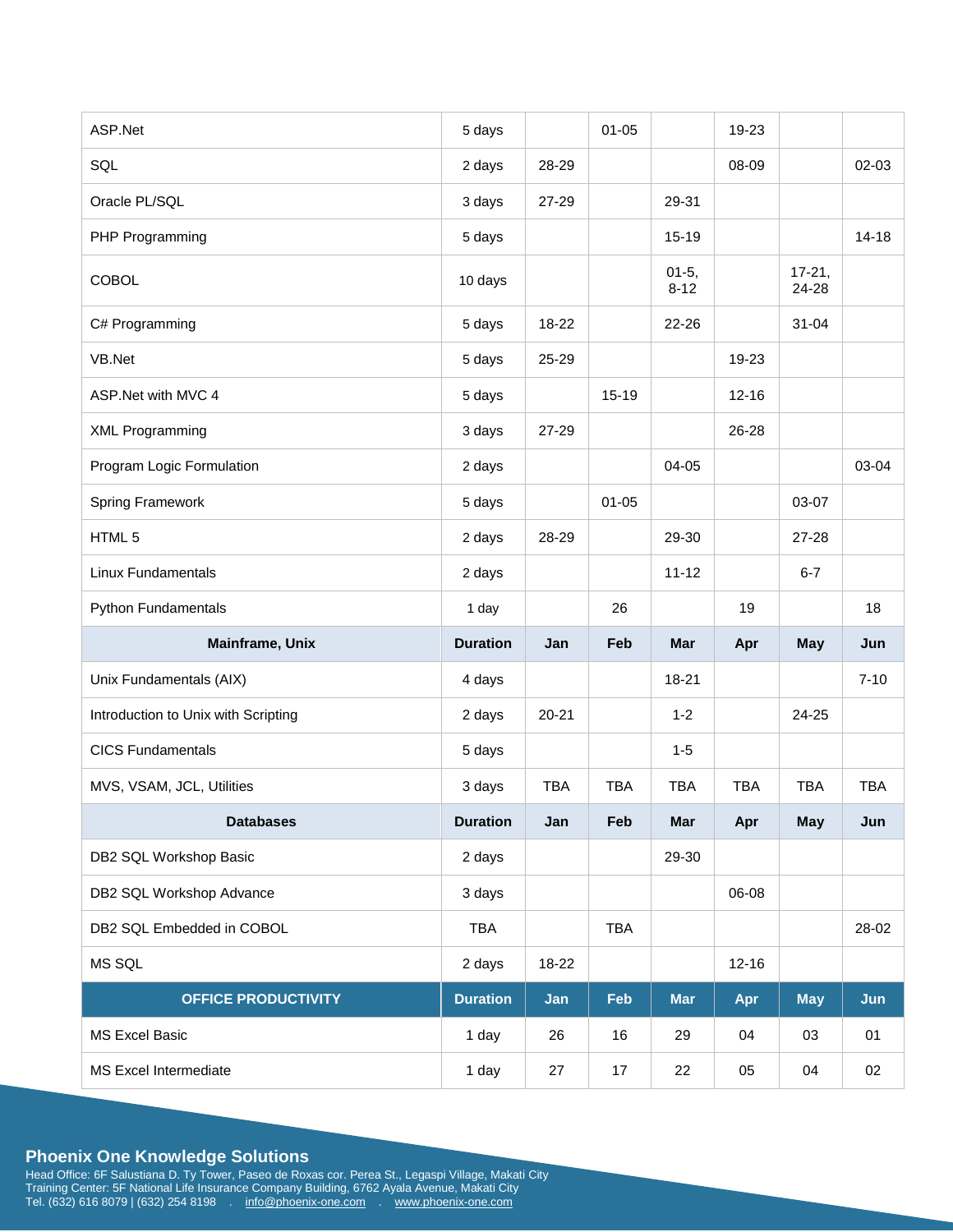| | | | | | | | |
|---|---|---|---|---|---|---|---|
| ASP.Net | 5 days | | 01-05 | | 19-23 | | |
| SQL | 2 days | 28-29 | | | 08-09 | | 02-03 |
| Oracle PL/SQL | 3 days | 27-29 | | 29-31 | | | |
| PHP Programming | 5 days | | | 15-19 | | | 14-18 |
| COBOL | 10 days | | | 01-5, 8-12 | | 17-21, 24-28 | |
| C# Programming | 5 days | 18-22 | | 22-26 | | 31-04 | |
| VB.Net | 5 days | 25-29 | | | 19-23 | | |
| ASP.Net with MVC 4 | 5 days | | 15-19 | | 12-16 | | |
| XML Programming | 3 days | 27-29 | | | 26-28 | | |
| Program Logic Formulation | 2 days | | | 04-05 | | | 03-04 |
| Spring Framework | 5 days | | 01-05 | | | 03-07 | |
| HTML 5 | 2 days | 28-29 | | 29-30 | | 27-28 | |
| Linux Fundamentals | 2 days | | | 11-12 | | 6-7 | |
| Python Fundamentals | 1 day | | 26 | | 19 | | 18 |
| **Mainframe, Unix** | **Duration** | **Jan** | **Feb** | **Mar** | **Apr** | **May** | **Jun** |
| Unix Fundamentals (AIX) | 4 days | | | 18-21 | | | 7-10 |
| Introduction to Unix with Scripting | 2 days | 20-21 | | 1-2 | | 24-25 | |
| CICS Fundamentals | 5 days | | | 1-5 | | | |
| MVS, VSAM, JCL, Utilities | 3 days | TBA | TBA | TBA | TBA | TBA | TBA |
| **Databases** | **Duration** | **Jan** | **Feb** | **Mar** | **Apr** | **May** | **Jun** |
| DB2 SQL Workshop Basic | 2 days | | | 29-30 | | | |
| DB2 SQL Workshop Advance | 3 days | | | | 06-08 | | |
| DB2 SQL Embedded in COBOL | TBA | | TBA | | | | 28-02 |
| MS SQL | 2 days | 18-22 | | | 12-16 | | |
| **OFFICE PRODUCTIVITY** | **Duration** | **Jan** | **Feb** | **Mar** | **Apr** | **May** | **Jun** |
| MS Excel Basic | 1 day | 26 | 16 | 29 | 04 | 03 | 01 |
| MS Excel Intermediate | 1 day | 27 | 17 | 22 | 05 | 04 | 02 |

**Phoenix One Knowledge Solutions**
Head Office: 6F Salustiana D. Ty Tower, Paseo de Roxas cor. Perea St., Legaspi Village, Makati City
Training Center: 5F National Life Insurance Company Building, 6762 Ayala Avenue, Makati City
Tel. (632) 616 8079 | (632) 254 8198 . info@phoenix-one.com . www.phoenix-one.com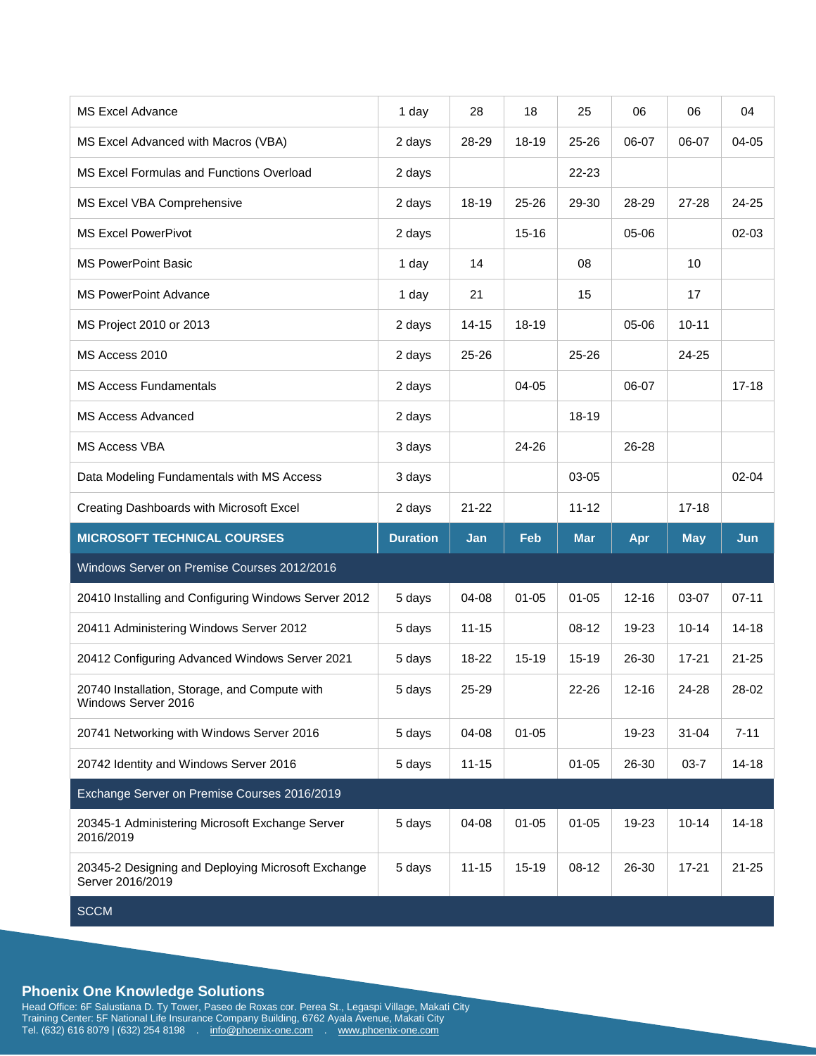| MS Excel Advance | 1 day | 28 | 18 | 25 | 06 | 06 | 04 |
|---|---|---|---|---|---|---|---|
| MS Excel Advanced with Macros (VBA) | 2 days | 28-29 | 18-19 | 25-26 | 06-07 | 06-07 | 04-05 |
| MS Excel Formulas and Functions Overload | 2 days | | | 22-23 | | | |
| MS Excel VBA Comprehensive | 2 days | 18-19 | 25-26 | 29-30 | 28-29 | 27-28 | 24-25 |
| MS Excel PowerPivot | 2 days | | 15-16 | | 05-06 | | 02-03 |
| MS PowerPoint Basic | 1 day | 14 | | 08 | | 10 | |
| MS PowerPoint Advance | 1 day | 21 | | 15 | | 17 | |
| MS Project 2010 or 2013 | 2 days | 14-15 | 18-19 | | 05-06 | 10-11 | |
| MS Access 2010 | 2 days | 25-26 | | 25-26 | | 24-25 | |
| MS Access Fundamentals | 2 days | | 04-05 | | 06-07 | | 17-18 |
| MS Access Advanced | 2 days | | | 18-19 | | | |
| MS Access VBA | 3 days | | 24-26 | | 26-28 | | |
| Data Modeling Fundamentals with MS Access | 3 days | | | 03-05 | | | 02-04 |
| Creating Dashboards with Microsoft Excel | 2 days | 21-22 | | 11-12 | | 17-18 | |
| **MICROSOFT TECHNICAL COURSES** | **Duration** | **Jan** | **Feb** | **Mar** | **Apr** | **May** | **Jun** |
| Windows Server on Premise Courses 2012/2016 | | | | | | | |
| 20410 Installing and Configuring Windows Server 2012 | 5 days | 04-08 | 01-05 | 01-05 | 12-16 | 03-07 | 07-11 |
| 20411 Administering Windows Server 2012 | 5 days | 11-15 | | 08-12 | 19-23 | 10-14 | 14-18 |
| 20412 Configuring Advanced Windows Server 2021 | 5 days | 18-22 | 15-19 | 15-19 | 26-30 | 17-21 | 21-25 |
| 20740 Installation, Storage, and Compute with Windows Server 2016 | 5 days | 25-29 | | 22-26 | 12-16 | 24-28 | 28-02 |
| 20741 Networking with Windows Server 2016 | 5 days | 04-08 | 01-05 | | 19-23 | 31-04 | 7-11 |
| 20742 Identity and Windows Server 2016 | 5 days | 11-15 | | 01-05 | 26-30 | 03-7 | 14-18 |
| Exchange Server on Premise Courses 2016/2019 | | | | | | | |
| 20345-1 Administering Microsoft Exchange Server 2016/2019 | 5 days | 04-08 | 01-05 | 01-05 | 19-23 | 10-14 | 14-18 |
| 20345-2 Designing and Deploying Microsoft Exchange Server 2016/2019 | 5 days | 11-15 | 15-19 | 08-12 | 26-30 | 17-21 | 21-25 |
| SCCM | | | | | | | |

**Phoenix One Knowledge Solutions**
Head Office: 6F Salustiana D. Ty Tower, Paseo de Roxas cor. Perea St., Legaspi Village, Makati City
Training Center: 5F National Life Insurance Company Building, 6762 Ayala Avenue, Makati City
Tel. (632) 616 8079 | (632) 254 8198 . info@phoenix-one.com . www.phoenix-one.com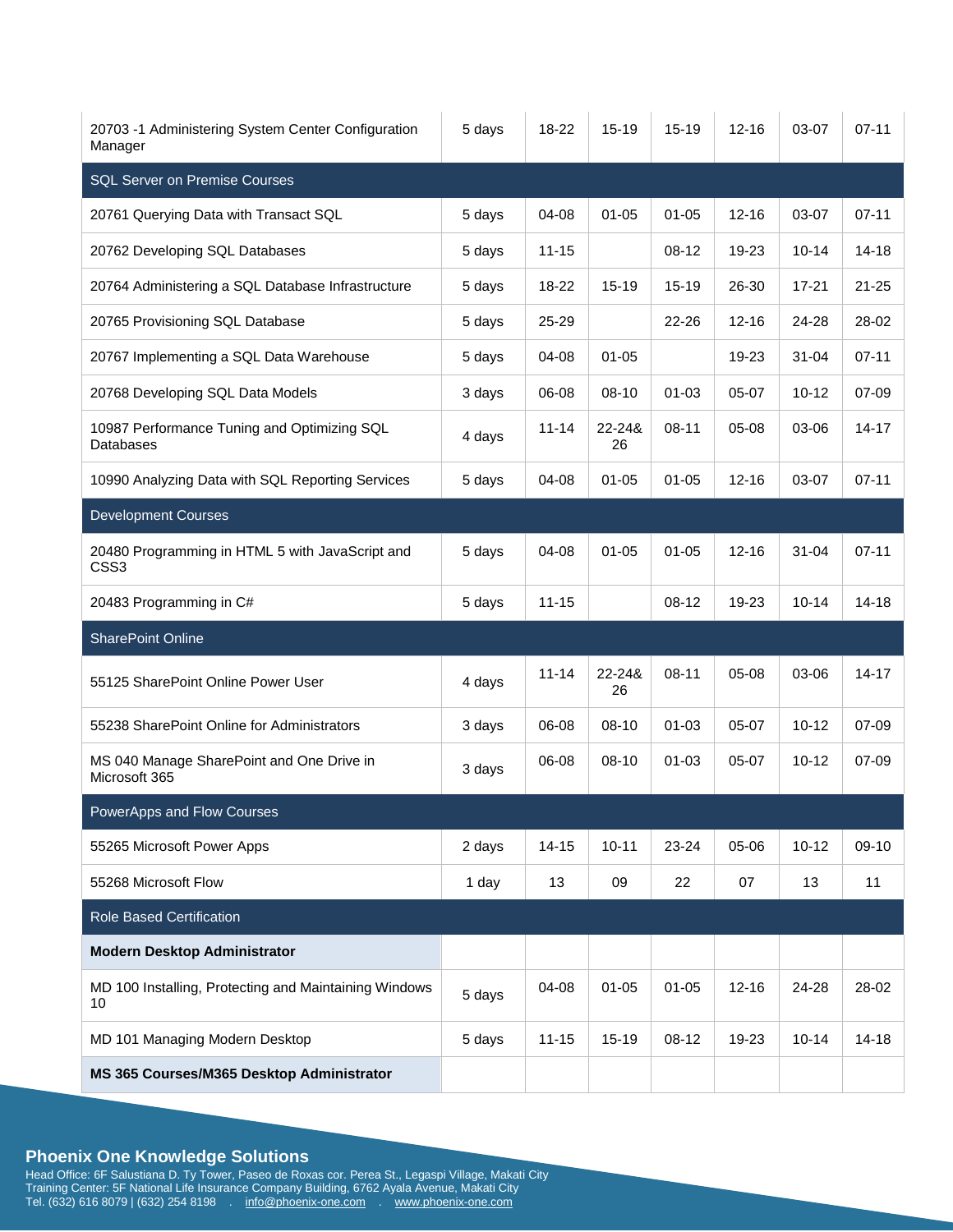| | | | | | | | |
|---|---|---|---|---|---|---|---|
| 20703 -1 Administering System Center Configuration Manager | 5 days | 18-22 | 15-19 | 15-19 | 12-16 | 03-07 | 07-11 |
| **SQL Server on Premise Courses** | | | | | | | |
| 20761 Querying Data with Transact SQL | 5 days | 04-08 | 01-05 | 01-05 | 12-16 | 03-07 | 07-11 |
| 20762 Developing SQL Databases | 5 days | 11-15 | | 08-12 | 19-23 | 10-14 | 14-18 |
| 20764 Administering a SQL Database Infrastructure | 5 days | 18-22 | 15-19 | 15-19 | 26-30 | 17-21 | 21-25 |
| 20765 Provisioning SQL Database | 5 days | 25-29 | | 22-26 | 12-16 | 24-28 | 28-02 |
| 20767 Implementing a SQL Data Warehouse | 5 days | 04-08 | 01-05 | | 19-23 | 31-04 | 07-11 |
| 20768 Developing SQL Data Models | 3 days | 06-08 | 08-10 | 01-03 | 05-07 | 10-12 | 07-09 |
| 10987 Performance Tuning and Optimizing SQL Databases | 4 days | 11-14 | 22-24& 26 | 08-11 | 05-08 | 03-06 | 14-17 |
| 10990 Analyzing Data with SQL Reporting Services | 5 days | 04-08 | 01-05 | 01-05 | 12-16 | 03-07 | 07-11 |
| **Development Courses** | | | | | | | |
| 20480 Programming in HTML 5 with JavaScript and CSS3 | 5 days | 04-08 | 01-05 | 01-05 | 12-16 | 31-04 | 07-11 |
| 20483 Programming in C# | 5 days | 11-15 | | 08-12 | 19-23 | 10-14 | 14-18 |
| **SharePoint Online** | | | | | | | |
| 55125 SharePoint Online Power User | 4 days | 11-14 | 22-24& 26 | 08-11 | 05-08 | 03-06 | 14-17 |
| 55238 SharePoint Online for Administrators | 3 days | 06-08 | 08-10 | 01-03 | 05-07 | 10-12 | 07-09 |
| MS 040 Manage SharePoint and One Drive in Microsoft 365 | 3 days | 06-08 | 08-10 | 01-03 | 05-07 | 10-12 | 07-09 |
| **PowerApps and Flow Courses** | | | | | | | |
| 55265 Microsoft Power Apps | 2 days | 14-15 | 10-11 | 23-24 | 05-06 | 10-12 | 09-10 |
| 55268 Microsoft Flow | 1 day | 13 | 09 | 22 | 07 | 13 | 11 |
| **Role Based Certification** | | | | | | | |
| **Modern Desktop Administrator** | | | | | | | |
| MD 100 Installing, Protecting and Maintaining Windows 10 | 5 days | 04-08 | 01-05 | 01-05 | 12-16 | 24-28 | 28-02 |
| MD 101 Managing Modern Desktop | 5 days | 11-15 | 15-19 | 08-12 | 19-23 | 10-14 | 14-18 |
| **MS 365 Courses/M365 Desktop Administrator** | | | | | | | |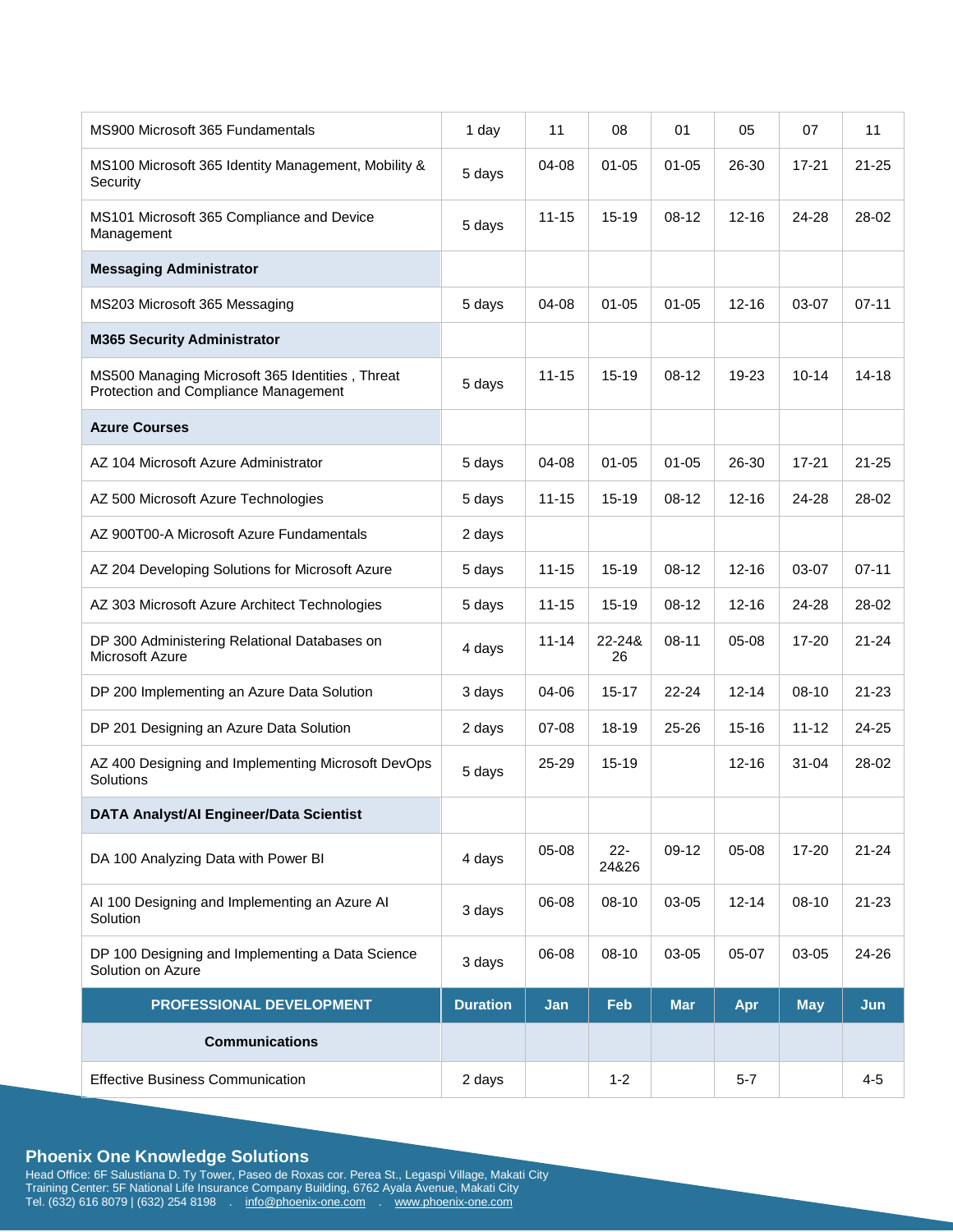| | | | | | | | |
|---|---|---|---|---|---|---|---|
| MS900 Microsoft 365 Fundamentals | 1 day | 11 | 08 | 01 | 05 | 07 | 11 |
| MS100 Microsoft 365 Identity Management, Mobility & Security | 5 days | 04-08 | 01-05 | 01-05 | 26-30 | 17-21 | 21-25 |
| MS101 Microsoft 365 Compliance and Device Management | 5 days | 11-15 | 15-19 | 08-12 | 12-16 | 24-28 | 28-02 |
| **Messaging Administrator** | | | | | | | |
| MS203 Microsoft 365 Messaging | 5 days | 04-08 | 01-05 | 01-05 | 12-16 | 03-07 | 07-11 |
| **M365 Security Administrator** | | | | | | | |
| MS500 Managing Microsoft 365 Identities , Threat Protection and Compliance Management | 5 days | 11-15 | 15-19 | 08-12 | 19-23 | 10-14 | 14-18 |
| **Azure Courses** | | | | | | | |
| AZ 104 Microsoft Azure Administrator | 5 days | 04-08 | 01-05 | 01-05 | 26-30 | 17-21 | 21-25 |
| AZ 500 Microsoft Azure Technologies | 5 days | 11-15 | 15-19 | 08-12 | 12-16 | 24-28 | 28-02 |
| AZ 900T00-A Microsoft Azure Fundamentals | 2 days | | | | | | |
| AZ 204 Developing Solutions for Microsoft Azure | 5 days | 11-15 | 15-19 | 08-12 | 12-16 | 03-07 | 07-11 |
| AZ 303 Microsoft Azure Architect Technologies | 5 days | 11-15 | 15-19 | 08-12 | 12-16 | 24-28 | 28-02 |
| DP 300 Administering Relational Databases on Microsoft Azure | 4 days | 11-14 | 22-24& 26 | 08-11 | 05-08 | 17-20 | 21-24 |
| DP 200 Implementing an Azure Data Solution | 3 days | 04-06 | 15-17 | 22-24 | 12-14 | 08-10 | 21-23 |
| DP 201 Designing an Azure Data Solution | 2 days | 07-08 | 18-19 | 25-26 | 15-16 | 11-12 | 24-25 |
| AZ 400 Designing and Implementing Microsoft DevOps Solutions | 5 days | 25-29 | 15-19 | | 12-16 | 31-04 | 28-02 |
| **DATA Analyst/AI Engineer/Data Scientist** | | | | | | | |
| DA 100 Analyzing Data with Power BI | 4 days | 05-08 | 22-24&26 | 09-12 | 05-08 | 17-20 | 21-24 |
| AI 100 Designing and Implementing an Azure AI Solution | 3 days | 06-08 | 08-10 | 03-05 | 12-14 | 08-10 | 21-23 |
| DP 100 Designing and Implementing a Data Science Solution on Azure | 3 days | 06-08 | 08-10 | 03-05 | 05-07 | 03-05 | 24-26 |
| **PROFESSIONAL DEVELOPMENT** | **Duration** | **Jan** | **Feb** | **Mar** | **Apr** | **May** | **Jun** |
| **Communications** | | | | | | | |
| Effective Business Communication | 2 days | | 1-2 | | 5-7 | | 4-5 |

**Phoenix One Knowledge Solutions**
Head Office: 6F Salustiana D. Ty Tower, Paseo de Roxas cor. Perea St., Legaspi Village, Makati City
Training Center: 5F National Life Insurance Company Building, 6762 Ayala Avenue, Makati City
Tel. (632) 616 8079 | (632) 254 8198 . info@phoenix-one.com . www.phoenix-one.com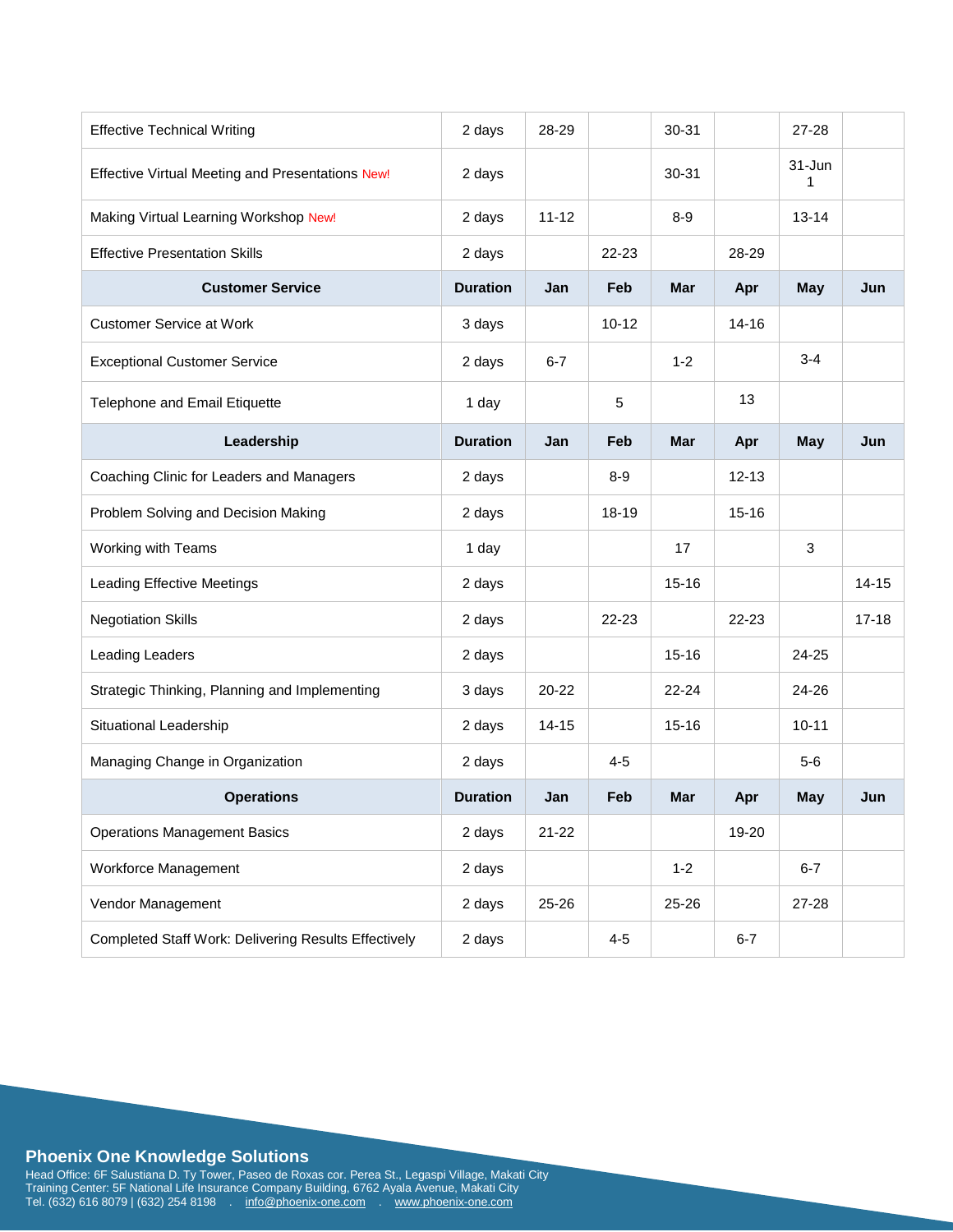| | | | | | | | |
|---|---|---|---|---|---|---|---|
| Effective Technical Writing | 2 days | 28-29 | | 30-31 | | 27-28 | |
| Effective Virtual Meeting and Presentations New! | 2 days | | | 30-31 | | 31-Jun 1 | |
| Making Virtual Learning Workshop New! | 2 days | 11-12 | | 8-9 | | 13-14 | |
| Effective Presentation Skills | 2 days | | 22-23 | | 28-29 | | |
| **Customer Service** | **Duration** | **Jan** | **Feb** | **Mar** | **Apr** | **May** | **Jun** |
| Customer Service at Work | 3 days | | 10-12 | | 14-16 | | |
| Exceptional Customer Service | 2 days | 6-7 | | 1-2 | | 3-4 | |
| Telephone and Email Etiquette | 1 day | | 5 | | 13 | | |
| **Leadership** | **Duration** | **Jan** | **Feb** | **Mar** | **Apr** | **May** | **Jun** |
| Coaching Clinic for Leaders and Managers | 2 days | | 8-9 | | 12-13 | | |
| Problem Solving and Decision Making | 2 days | | 18-19 | | 15-16 | | |
| Working with Teams | 1 day | | | 17 | | 3 | |
| Leading Effective Meetings | 2 days | | | 15-16 | | | 14-15 |
| Negotiation Skills | 2 days | | 22-23 | | 22-23 | | 17-18 |
| Leading Leaders | 2 days | | | 15-16 | | 24-25 | |
| Strategic Thinking, Planning and Implementing | 3 days | 20-22 | | 22-24 | | 24-26 | |
| Situational Leadership | 2 days | 14-15 | | 15-16 | | 10-11 | |
| Managing Change in Organization | 2 days | | 4-5 | | | 5-6 | |
| **Operations** | **Duration** | **Jan** | **Feb** | **Mar** | **Apr** | **May** | **Jun** |
| Operations Management Basics | 2 days | 21-22 | | | 19-20 | | |
| Workforce Management | 2 days | | | 1-2 | | 6-7 | |
| Vendor Management | 2 days | 25-26 | | 25-26 | | 27-28 | |
| Completed Staff Work: Delivering Results Effectively | 2 days | | 4-5 | | 6-7 | | |

**Phoenix One Knowledge Solutions**
Head Office: 6F Salustiana D. Ty Tower, Paseo de Roxas cor. Perea St., Legaspi Village, Makati City
Training Center: 5F National Life Insurance Company Building, 6762 Ayala Avenue, Makati City
Tel. (632) 616 8079 | (632) 254 8198 . info@phoenix-one.com . www.phoenix-one.com